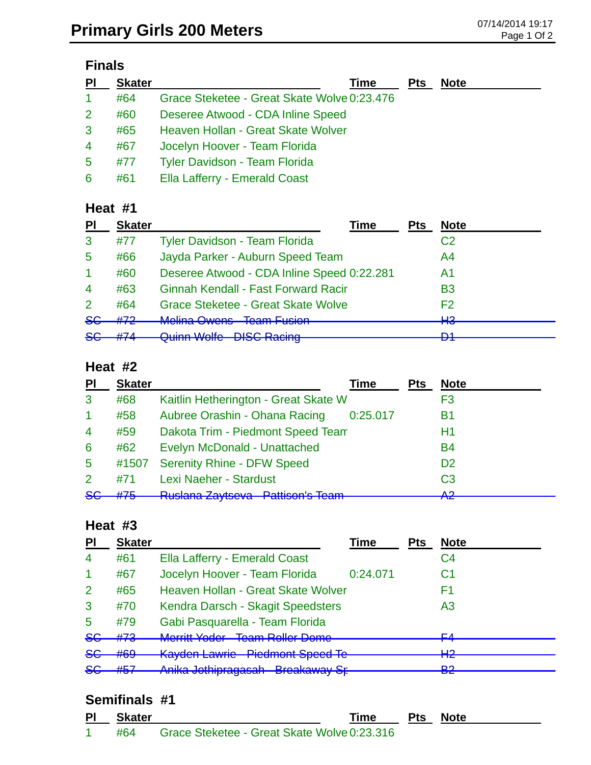# Primary Girls 200 Meters

07/14/2014 19:17

## Finals

| Pl | Skater | | Time | Pts | Note |
|---|---|---|---|---|---|
| 1 | #64 | Grace Steketee - Great Skate Wolve | 0:23.476 | | |
| 2 | #60 | Deseree Atwood - CDA Inline Speed | | | |
| 3 | #65 | Heaven Hollan - Great Skate Wolver | | | |
| 4 | #67 | Jocelyn Hoover - Team Florida | | | |
| 5 | #77 | Tyler Davidson - Team Florida | | | |
| 6 | #61 | Ella Lafferry - Emerald Coast | | | |

## Heat #1

| Pl | Skater | | Time | Pts | Note |
|---|---|---|---|---|---|
| 3 | #77 | Tyler Davidson - Team Florida | | | C2 |
| 5 | #66 | Jayda Parker - Auburn Speed Team | | | A4 |
| 1 | #60 | Deseree Atwood - CDA Inline Speed | 0:22.281 | | A1 |
| 4 | #63 | Ginnah Kendall - Fast Forward Racir | | | B3 |
| 2 | #64 | Grace Steketee - Great Skate Wolve | | | F2 |
| ~~SC~~ | ~~#72~~ | ~~Melina Owens - Team Fusion~~ | | | ~~H3~~ |
| ~~SC~~ | ~~#74~~ | ~~Quinn Wolfe - DISC Racing~~ | | | ~~D1~~ |

## Heat #2

| Pl | Skater | | Time | Pts | Note |
|---|---|---|---|---|---|
| 3 | #68 | Kaitlin Hetherington - Great Skate W | | | F3 |
| 1 | #58 | Aubree Orashin - Ohana Racing | 0:25.017 | | B1 |
| 4 | #59 | Dakota Trim - Piedmont Speed Team | | | H1 |
| 6 | #62 | Evelyn McDonald - Unattached | | | B4 |
| 5 | #1507 | Serenity Rhine - DFW Speed | | | D2 |
| 2 | #71 | Lexi Naeher - Stardust | | | C3 |
| ~~SC~~ | ~~#75~~ | ~~Ruslana Zaytseva - Pattison's Team~~ | | | ~~A2~~ |

## Heat #3

| Pl | Skater | | Time | Pts | Note |
|---|---|---|---|---|---|
| 4 | #61 | Ella Lafferry - Emerald Coast | | | C4 |
| 1 | #67 | Jocelyn Hoover - Team Florida | 0:24.071 | | C1 |
| 2 | #65 | Heaven Hollan - Great Skate Wolver | | | F1 |
| 3 | #70 | Kendra Darsch - Skagit Speedsters | | | A3 |
| 5 | #79 | Gabi Pasquarella - Team Florida | | | |
| ~~SC~~ | ~~#73~~ | ~~Merritt Yoder - Team Roller Dome~~ | | | ~~F4~~ |
| ~~SC~~ | ~~#69~~ | ~~Kayden Lawrie - Piedmont Speed Te~~ | | | ~~H2~~ |
| ~~SC~~ | ~~#57~~ | ~~Anika Jothipragasah - Breakaway Sp~~ | | | ~~B2~~ |

## Semifinals #1

| Pl | Skater | | Time | Pts | Note |
|---|---|---|---|---|---|
| 1 | #64 | Grace Steketee - Great Skate Wolve | 0:23.316 | | |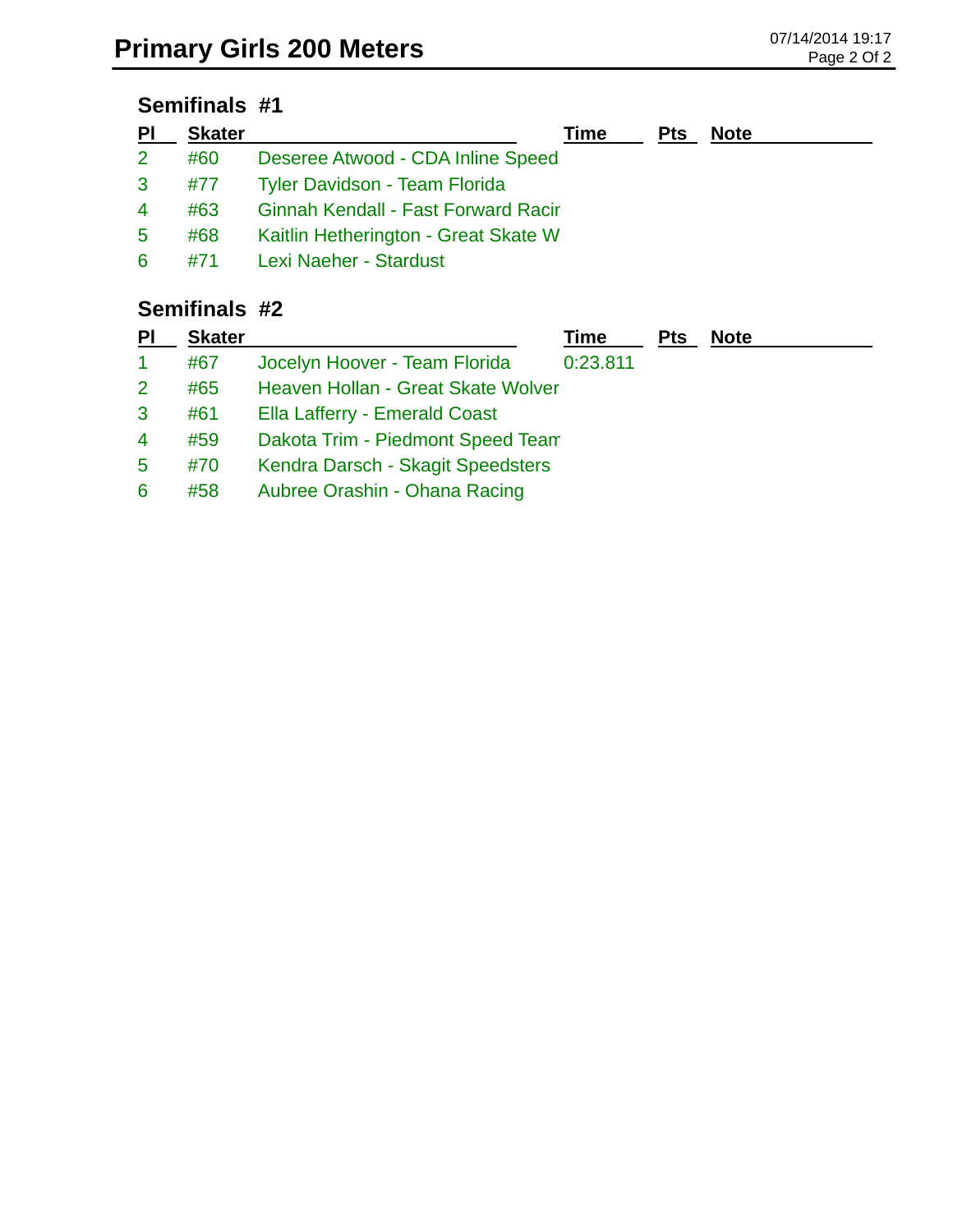# Primary Girls 200 Meters

07/14/2014 19:17

## Semifinals #1

| Pl | Skater | | Time | Pts | Note |
|---|---|---|---|---|---|
| 2 | #60 | Deseree Atwood - CDA Inline Speed | | | |
| 3 | #77 | Tyler Davidson - Team Florida | | | |
| 4 | #63 | Ginnah Kendall - Fast Forward Racir | | | |
| 5 | #68 | Kaitlin Hetherington - Great Skate W | | | |
| 6 | #71 | Lexi Naeher - Stardust | | | |

## Semifinals #2

| Pl | Skater | | Time | Pts | Note |
|---|---|---|---|---|---|
| 1 | #67 | Jocelyn Hoover - Team Florida | 0:23.811 | | |
| 2 | #65 | Heaven Hollan - Great Skate Wolver | | | |
| 3 | #61 | Ella Lafferty - Emerald Coast | | | |
| 4 | #59 | Dakota Trim - Piedmont Speed Tearr | | | |
| 5 | #70 | Kendra Darsch - Skagit Speedsters | | | |
| 6 | #58 | Aubree Orashin - Ohana Racing | | | |